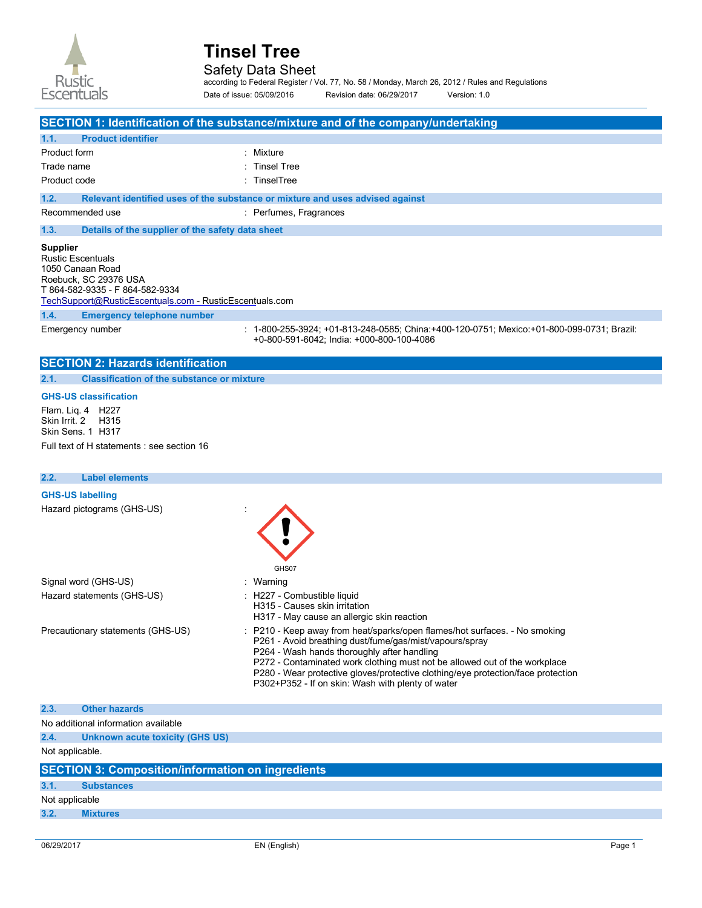# Tinsel Tree

Safety Data Sheet

according to Federal Register / Vol. 77, No. 58 / Monday, March 26, 2012 / Rules and Regulations

Date of issue: 05/09/2016 Revision date: 06/29/2017 Version: 1.0

## SECTION 1: Identification of the substance/mixture and of the company/undertaking

### 1.1. Product identifier

| | |
|---|---|
| Product form | : Mixture |
| Trade name | : Tinsel Tree |
| Product code | : TinselTree |

### 1.2. Relevant identified uses of the substance or mixture and uses advised against

| | |
|---|---|
| Recommended use | : Perfumes, Fragrances |

### 1.3. Details of the supplier of the safety data sheet

**Supplier**

Rustic Escentuals
1050 Canaan Road
Roebuck, SC 29376 USA
T 864-582-9335 - F 864-582-9334
TechSupport@RusticEscentuals.com - RusticEscentuals.com

### 1.4. Emergency telephone number

| | |
|---|---|
| Emergency number | : 1-800-255-3924; +01-813-248-0585; China:+400-120-0751; Mexico:+01-800-099-0731; Brazil: +0-800-591-6042; India: +000-800-100-4086 |

## SECTION 2: Hazards identification

### 2.1. Classification of the substance or mixture

**GHS-US classification**

Flam. Liq. 4 H227
Skin Irrit. 2 H315
Skin Sens. 1 H317

Full text of H statements : see section 16

### 2.2. Label elements

**GHS-US labelling**

Hazard pictograms (GHS-US) :

GHS07

| | |
|---|---|
| Signal word (GHS-US) | : Warning |
| Hazard statements (GHS-US) | : H227 - Combustible liquid<br>H315 - Causes skin irritation<br>H317 - May cause an allergic skin reaction |
| Precautionary statements (GHS-US) | : P210 - Keep away from heat/sparks/open flames/hot surfaces. - No smoking<br>P261 - Avoid breathing dust/fume/gas/mist/vapours/spray<br>P264 - Wash hands thoroughly after handling<br>P272 - Contaminated work clothing must not be allowed out of the workplace<br>P280 - Wear protective gloves/protective clothing/eye protection/face protection<br>P302+P352 - If on skin: Wash with plenty of water |

### 2.3. Other hazards

No additional information available

### 2.4. Unknown acute toxicity (GHS US)

Not applicable.

## SECTION 3: Composition/information on ingredients

### 3.1. Substances

Not applicable

### 3.2. Mixtures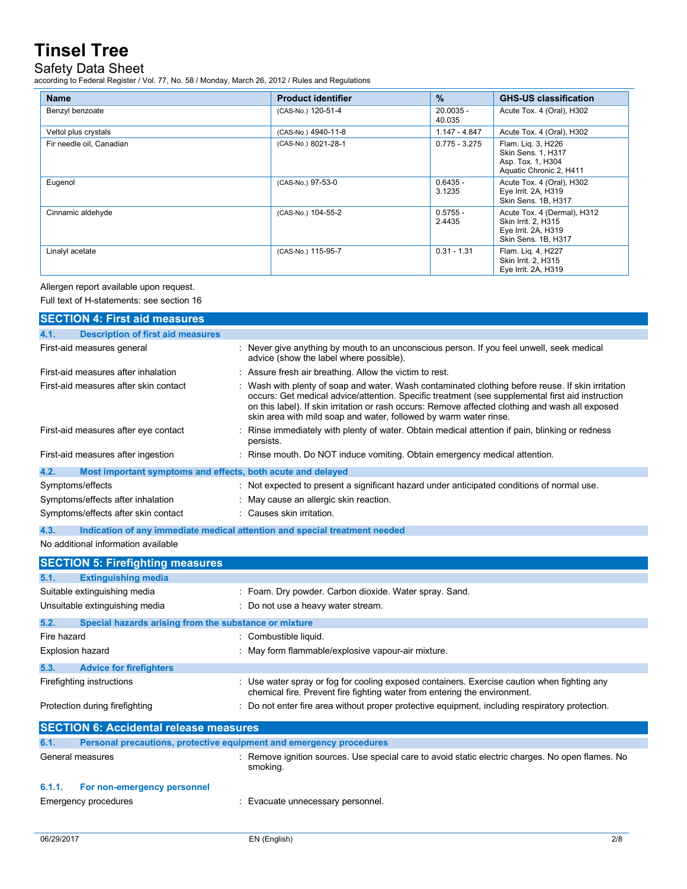| Name | Product identifier | % | GHS-US classification |
|---|---|---|---|
| Benzyl benzoate | (CAS-No.) 120-51-4 | 20.0035 - 40.035 | Acute Tox. 4 (Oral), H302 |
| Veltol plus crystals | (CAS-No.) 4940-11-8 | 1.147 - 4.847 | Acute Tox. 4 (Oral), H302 |
| Fir needle oil, Canadian | (CAS-No.) 8021-28-1 | 0.775 - 3.275 | Flam. Liq. 3, H226<br>Skin Sens. 1, H317<br>Asp. Tox. 1, H304<br>Aquatic Chronic 2, H411 |
| Eugenol | (CAS-No.) 97-53-0 | 0.6435 - 3.1235 | Acute Tox. 4 (Oral), H302<br>Eye Irrit. 2A, H319<br>Skin Sens. 1B, H317 |
| Cinnamic aldehyde | (CAS-No.) 104-55-2 | 0.5755 - 2.4435 | Acute Tox. 4 (Dermal), H312<br>Skin Irrit. 2, H315<br>Eye Irrit. 2A, H319<br>Skin Sens. 1B, H317 |
| Linalyl acetate | (CAS-No.) 115-95-7 | 0.31 - 1.31 | Flam. Liq. 4, H227<br>Skin Irrit. 2, H315<br>Eye Irrit. 2A, H319 |

Allergen report available upon request.

Full text of H-statements: see section 16

## SECTION 4: First aid measures

### 4.1. Description of first aid measures

First-aid measures general : Never give anything by mouth to an unconscious person. If you feel unwell, seek medical advice (show the label where possible).

First-aid measures after inhalation : Assure fresh air breathing. Allow the victim to rest.

First-aid measures after skin contact : Wash with plenty of soap and water. Wash contaminated clothing before reuse. If skin irritation occurs: Get medical advice/attention. Specific treatment (see supplemental first aid instruction on this label). If skin irritation or rash occurs: Remove affected clothing and wash all exposed skin area with mild soap and water, followed by warm water rinse.

First-aid measures after eye contact : Rinse immediately with plenty of water. Obtain medical attention if pain, blinking or redness persists.

First-aid measures after ingestion : Rinse mouth. Do NOT induce vomiting. Obtain emergency medical attention.

### 4.2. Most important symptoms and effects, both acute and delayed

Symptoms/effects : Not expected to present a significant hazard under anticipated conditions of normal use.

Symptoms/effects after inhalation : May cause an allergic skin reaction.

Symptoms/effects after skin contact : Causes skin irritation.

### 4.3. Indication of any immediate medical attention and special treatment needed

No additional information available

## SECTION 5: Firefighting measures

### 5.1. Extinguishing media

Suitable extinguishing media : Foam. Dry powder. Carbon dioxide. Water spray. Sand.

Unsuitable extinguishing media : Do not use a heavy water stream.

### 5.2. Special hazards arising from the substance or mixture

Fire hazard : Combustible liquid.

Explosion hazard : May form flammable/explosive vapour-air mixture.

### 5.3. Advice for firefighters

Firefighting instructions : Use water spray or fog for cooling exposed containers. Exercise caution when fighting any chemical fire. Prevent fire fighting water from entering the environment.

Protection during firefighting : Do not enter fire area without proper protective equipment, including respiratory protection.

## SECTION 6: Accidental release measures

### 6.1. Personal precautions, protective equipment and emergency procedures

General measures : Remove ignition sources. Use special care to avoid static electric charges. No open flames. No smoking.

#### 6.1.1. For non-emergency personnel

Emergency procedures : Evacuate unnecessary personnel.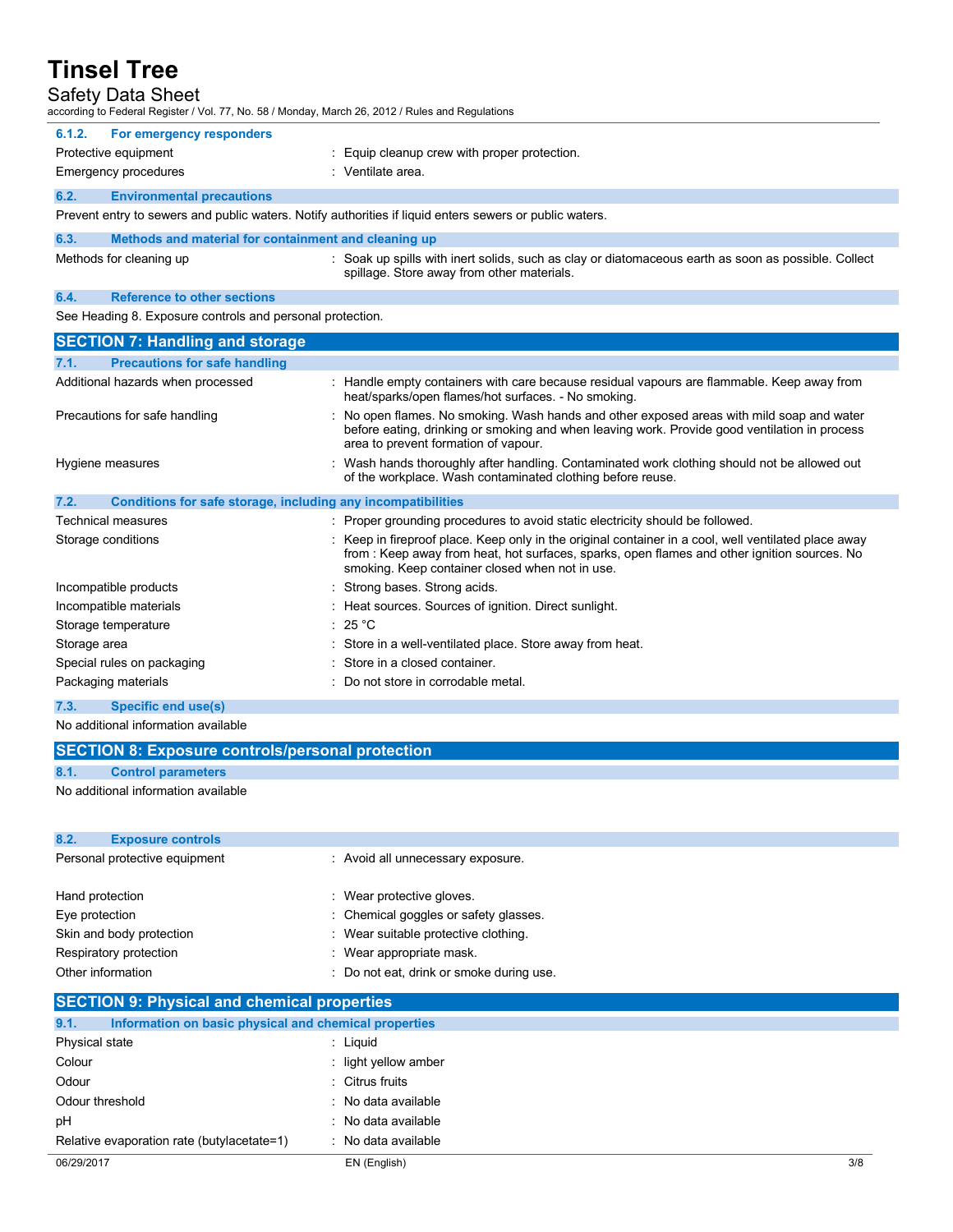#### 6.1.2. For emergency responders

| | |
|---|---|
| Protective equipment | : Equip cleanup crew with proper protection. |
| Emergency procedures | : Ventilate area. |

### 6.2. Environmental precautions

Prevent entry to sewers and public waters. Notify authorities if liquid enters sewers or public waters.

### 6.3. Methods and material for containment and cleaning up

| | |
|---|---|
| Methods for cleaning up | : Soak up spills with inert solids, such as clay or diatomaceous earth as soon as possible. Collect spillage. Store away from other materials. |

### 6.4. Reference to other sections

See Heading 8. Exposure controls and personal protection.

## SECTION 7: Handling and storage

### 7.1. Precautions for safe handling

| | |
|---|---|
| Additional hazards when processed | : Handle empty containers with care because residual vapours are flammable. Keep away from heat/sparks/open flames/hot surfaces. - No smoking. |
| Precautions for safe handling | : No open flames. No smoking. Wash hands and other exposed areas with mild soap and water before eating, drinking or smoking and when leaving work. Provide good ventilation in process area to prevent formation of vapour. |
| Hygiene measures | : Wash hands thoroughly after handling. Contaminated work clothing should not be allowed out of the workplace. Wash contaminated clothing before reuse. |

### 7.2. Conditions for safe storage, including any incompatibilities

| | |
|---|---|
| Technical measures | : Proper grounding procedures to avoid static electricity should be followed. |
| Storage conditions | : Keep in fireproof place. Keep only in the original container in a cool, well ventilated place away from : Keep away from heat, hot surfaces, sparks, open flames and other ignition sources. No smoking. Keep container closed when not in use. |
| Incompatible products | : Strong bases. Strong acids. |
| Incompatible materials | : Heat sources. Sources of ignition. Direct sunlight. |
| Storage temperature | : 25 °C |
| Storage area | : Store in a well-ventilated place. Store away from heat. |
| Special rules on packaging | : Store in a closed container. |
| Packaging materials | : Do not store in corrodable metal. |

### 7.3. Specific end use(s)

No additional information available

## SECTION 8: Exposure controls/personal protection

### 8.1. Control parameters

No additional information available

### 8.2. Exposure controls

| | |
|---|---|
| Personal protective equipment | : Avoid all unnecessary exposure. |
| Hand protection | : Wear protective gloves. |
| Eye protection | : Chemical goggles or safety glasses. |
| Skin and body protection | : Wear suitable protective clothing. |
| Respiratory protection | : Wear appropriate mask. |
| Other information | : Do not eat, drink or smoke during use. |

## SECTION 9: Physical and chemical properties

### 9.1. Information on basic physical and chemical properties

| | |
|---|---|
| Physical state | : Liquid |
| Colour | : light yellow amber |
| Odour | : Citrus fruits |
| Odour threshold | : No data available |
| pH | : No data available |
| Relative evaporation rate (butylacetate=1) | : No data available |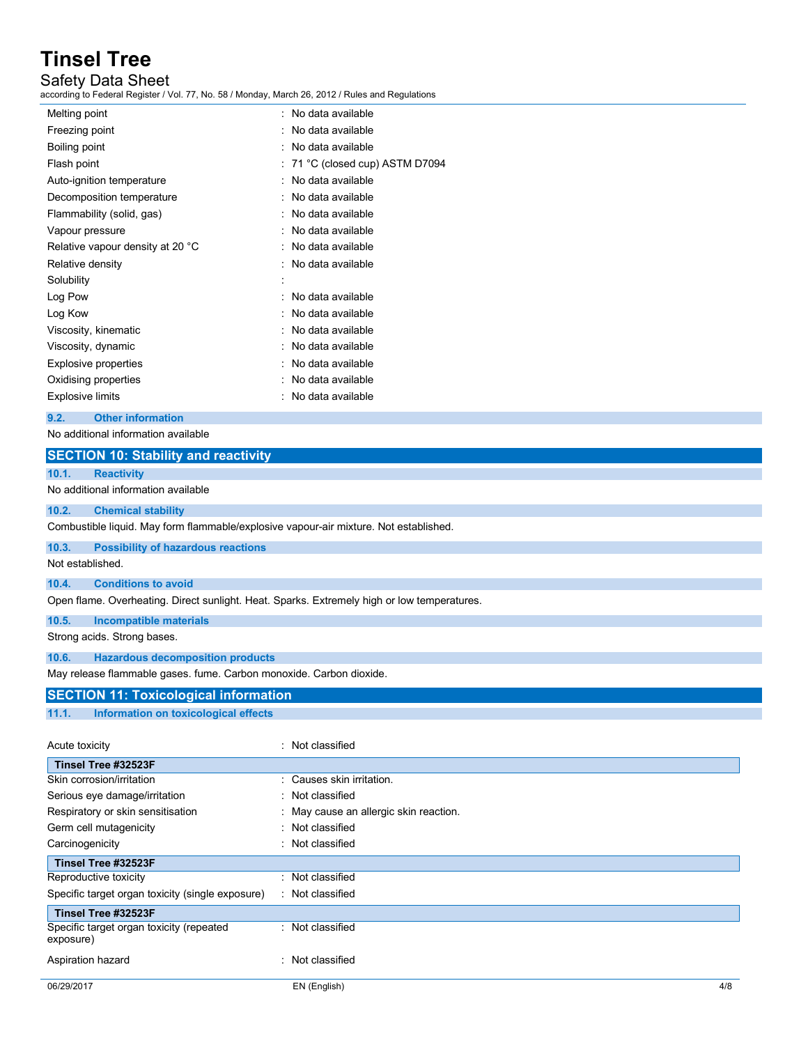| | |
|---|---|
| Melting point | : No data available |
| Freezing point | : No data available |
| Boiling point | : No data available |
| Flash point | : 71 °C (closed cup) ASTM D7094 |
| Auto-ignition temperature | : No data available |
| Decomposition temperature | : No data available |
| Flammability (solid, gas) | : No data available |
| Vapour pressure | : No data available |
| Relative vapour density at 20 °C | : No data available |
| Relative density | : No data available |
| Solubility | : |
| Log Pow | : No data available |
| Log Kow | : No data available |
| Viscosity, kinematic | : No data available |
| Viscosity, dynamic | : No data available |
| Explosive properties | : No data available |
| Oxidising properties | : No data available |
| Explosive limits | : No data available |

### 9.2. Other information

No additional information available

## SECTION 10: Stability and reactivity

### 10.1. Reactivity

No additional information available

### 10.2. Chemical stability

Combustible liquid. May form flammable/explosive vapour-air mixture. Not established.

### 10.3. Possibility of hazardous reactions

Not established.

### 10.4. Conditions to avoid

Open flame. Overheating. Direct sunlight. Heat. Sparks. Extremely high or low temperatures.

### 10.5. Incompatible materials

Strong acids. Strong bases.

### 10.6. Hazardous decomposition products

May release flammable gases. fume. Carbon monoxide. Carbon dioxide.

## SECTION 11: Toxicological information

### 11.1. Information on toxicological effects

| | |
|---|---|
| Acute toxicity | : Not classified |
| **Tinsel Tree #32523F** | |
| Skin corrosion/irritation | : Causes skin irritation. |
| Serious eye damage/irritation | : Not classified |
| Respiratory or skin sensitisation | : May cause an allergic skin reaction. |
| Germ cell mutagenicity | : Not classified |
| Carcinogenicity | : Not classified |
| **Tinsel Tree #32523F** | |
| Reproductive toxicity | : Not classified |
| Specific target organ toxicity (single exposure) | : Not classified |
| **Tinsel Tree #32523F** | |
| Specific target organ toxicity (repeated exposure) | : Not classified |
| Aspiration hazard | : Not classified |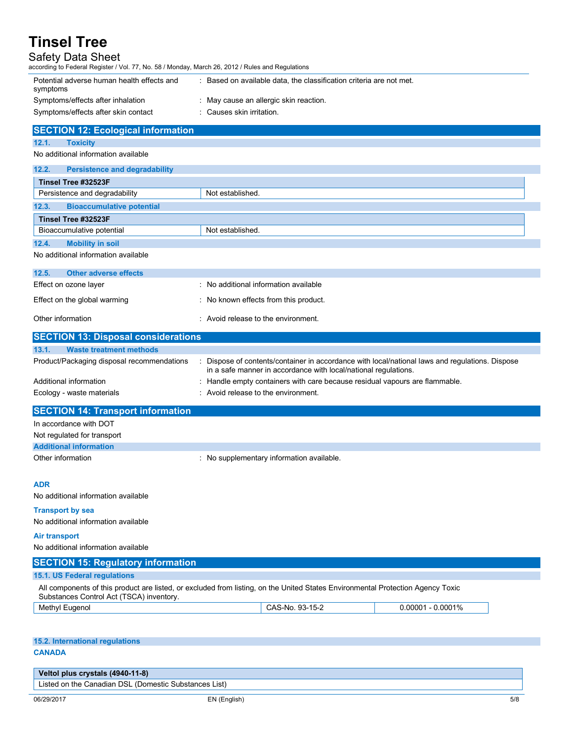| | |
|---|---|
| Potential adverse human health effects and symptoms | : Based on available data, the classification criteria are not met. |
| Symptoms/effects after inhalation | : May cause an allergic skin reaction. |
| Symptoms/effects after skin contact | : Causes skin irritation. |

## SECTION 12: Ecological information

### 12.1. Toxicity

No additional information available

### 12.2. Persistence and degradability

| Tinsel Tree #32523F | |
|---|---|
| Persistence and degradability | Not established. |

### 12.3. Bioaccumulative potential

| Tinsel Tree #32523F | |
|---|---|
| Bioaccumulative potential | Not established. |

### 12.4. Mobility in soil

No additional information available

### 12.5. Other adverse effects

| | |
|---|---|
| Effect on ozone layer | : No additional information available |
| Effect on the global warming | : No known effects from this product. |
| Other information | : Avoid release to the environment. |

## SECTION 13: Disposal considerations

### 13.1. Waste treatment methods

| | |
|---|---|
| Product/Packaging disposal recommendations | : Dispose of contents/container in accordance with local/national laws and regulations. Dispose in a safe manner in accordance with local/national regulations. |
| Additional information | : Handle empty containers with care because residual vapours are flammable. |
| Ecology - waste materials | : Avoid release to the environment. |

## SECTION 14: Transport information

In accordance with DOT

Not regulated for transport

### Additional information

| | |
|---|---|
| Other information | : No supplementary information available. |

#### ADR

No additional information available

#### Transport by sea

No additional information available

#### Air transport

No additional information available

## SECTION 15: Regulatory information

### 15.1. US Federal regulations

All components of this product are listed, or excluded from listing, on the United States Environmental Protection Agency Toxic Substances Control Act (TSCA) inventory.

| | | |
|---|---|---|
| Methyl Eugenol | CAS-No. 93-15-2 | 0.00001 - 0.0001% |

### 15.2. International regulations

#### CANADA

| Veltol plus crystals (4940-11-8) |
|---|
| Listed on the Canadian DSL (Domestic Substances List) |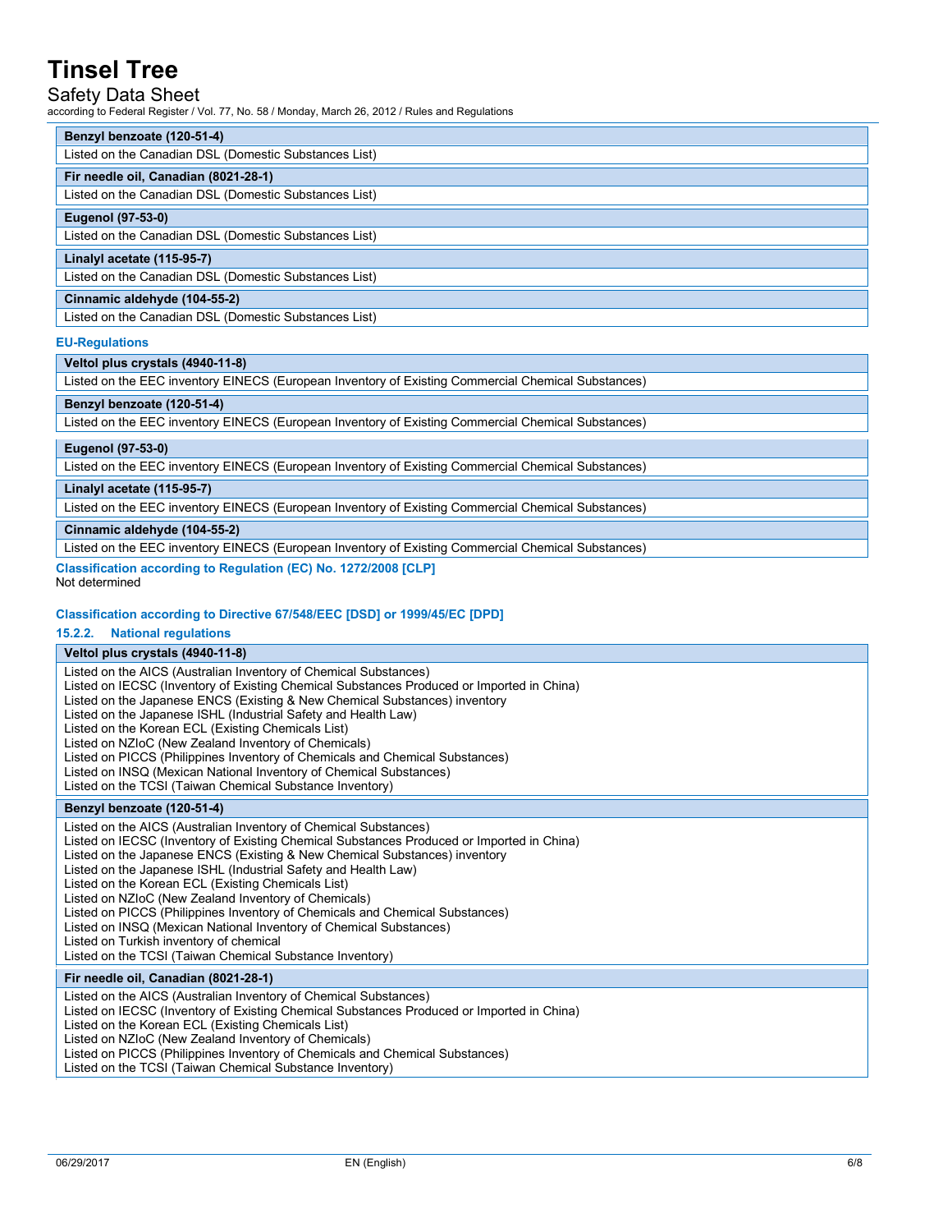| Benzyl benzoate (120-51-4) |
| --- |
| Listed on the Canadian DSL (Domestic Substances List) |

| Fir needle oil, Canadian (8021-28-1) |
| --- |
| Listed on the Canadian DSL (Domestic Substances List) |

| Eugenol (97-53-0) |
| --- |
| Listed on the Canadian DSL (Domestic Substances List) |

| Linalyl acetate (115-95-7) |
| --- |
| Listed on the Canadian DSL (Domestic Substances List) |

| Cinnamic aldehyde (104-55-2) |
| --- |
| Listed on the Canadian DSL (Domestic Substances List) |

### EU-Regulations

| Veltol plus crystals (4940-11-8) |
| --- |
| Listed on the EEC inventory EINECS (European Inventory of Existing Commercial Chemical Substances) |

| Benzyl benzoate (120-51-4) |
| --- |
| Listed on the EEC inventory EINECS (European Inventory of Existing Commercial Chemical Substances) |

| Eugenol (97-53-0) |
| --- |
| Listed on the EEC inventory EINECS (European Inventory of Existing Commercial Chemical Substances) |

| Linalyl acetate (115-95-7) |
| --- |
| Listed on the EEC inventory EINECS (European Inventory of Existing Commercial Chemical Substances) |

| Cinnamic aldehyde (104-55-2) |
| --- |
| Listed on the EEC inventory EINECS (European Inventory of Existing Commercial Chemical Substances) |

#### Classification according to Regulation (EC) No. 1272/2008 [CLP]

Not determined

#### Classification according to Directive 67/548/EEC [DSD] or 1999/45/EC [DPD]

### 15.2.2. National regulations

| Veltol plus crystals (4940-11-8) |
| --- |
| Listed on the AICS (Australian Inventory of Chemical Substances)<br>Listed on IECSC (Inventory of Existing Chemical Substances Produced or Imported in China)<br>Listed on the Japanese ENCS (Existing & New Chemical Substances) inventory<br>Listed on the Japanese ISHL (Industrial Safety and Health Law)<br>Listed on the Korean ECL (Existing Chemicals List)<br>Listed on NZIoC (New Zealand Inventory of Chemicals)<br>Listed on PICCS (Philippines Inventory of Chemicals and Chemical Substances)<br>Listed on INSQ (Mexican National Inventory of Chemical Substances)<br>Listed on the TCSI (Taiwan Chemical Substance Inventory) |

| Benzyl benzoate (120-51-4) |
| --- |
| Listed on the AICS (Australian Inventory of Chemical Substances)<br>Listed on IECSC (Inventory of Existing Chemical Substances Produced or Imported in China)<br>Listed on the Japanese ENCS (Existing & New Chemical Substances) inventory<br>Listed on the Japanese ISHL (Industrial Safety and Health Law)<br>Listed on the Korean ECL (Existing Chemicals List)<br>Listed on NZIoC (New Zealand Inventory of Chemicals)<br>Listed on PICCS (Philippines Inventory of Chemicals and Chemical Substances)<br>Listed on INSQ (Mexican National Inventory of Chemical Substances)<br>Listed on Turkish inventory of chemical<br>Listed on the TCSI (Taiwan Chemical Substance Inventory) |

| Fir needle oil, Canadian (8021-28-1) |
| --- |
| Listed on the AICS (Australian Inventory of Chemical Substances)<br>Listed on IECSC (Inventory of Existing Chemical Substances Produced or Imported in China)<br>Listed on the Korean ECL (Existing Chemicals List)<br>Listed on NZIoC (New Zealand Inventory of Chemicals)<br>Listed on PICCS (Philippines Inventory of Chemicals and Chemical Substances)<br>Listed on the TCSI (Taiwan Chemical Substance Inventory) |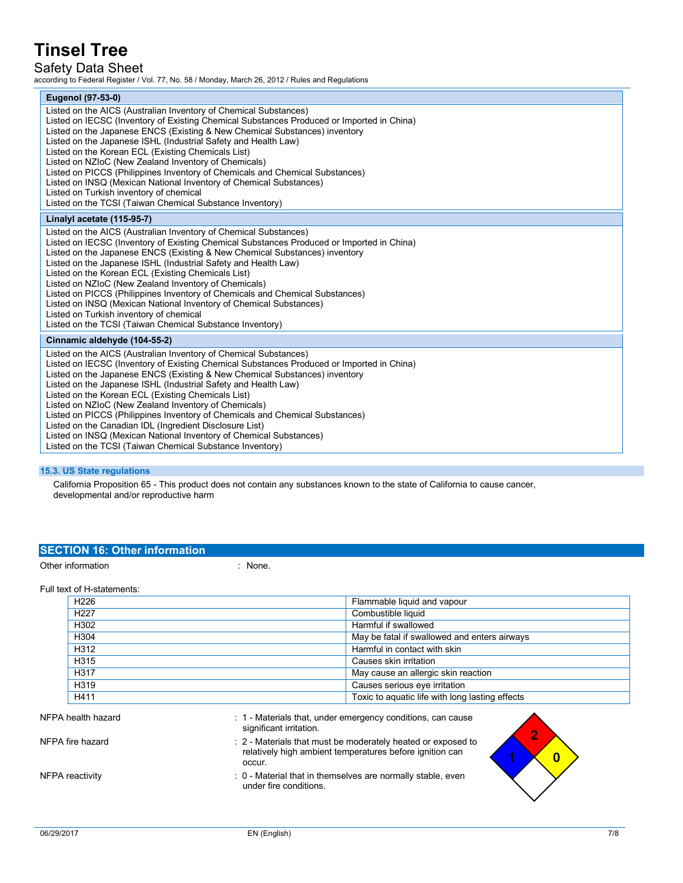| Eugenol (97-53-0) |
|---|
| Listed on the AICS (Australian Inventory of Chemical Substances)<br>Listed on IECSC (Inventory of Existing Chemical Substances Produced or Imported in China)<br>Listed on the Japanese ENCS (Existing & New Chemical Substances) inventory<br>Listed on the Japanese ISHL (Industrial Safety and Health Law)<br>Listed on the Korean ECL (Existing Chemicals List)<br>Listed on NZIoC (New Zealand Inventory of Chemicals)<br>Listed on PICCS (Philippines Inventory of Chemicals and Chemical Substances)<br>Listed on INSQ (Mexican National Inventory of Chemical Substances)<br>Listed on Turkish inventory of chemical<br>Listed on the TCSI (Taiwan Chemical Substance Inventory) |

| Linalyl acetate (115-95-7) |
|---|
| Listed on the AICS (Australian Inventory of Chemical Substances)<br>Listed on IECSC (Inventory of Existing Chemical Substances Produced or Imported in China)<br>Listed on the Japanese ENCS (Existing & New Chemical Substances) inventory<br>Listed on the Japanese ISHL (Industrial Safety and Health Law)<br>Listed on the Korean ECL (Existing Chemicals List)<br>Listed on NZIoC (New Zealand Inventory of Chemicals)<br>Listed on PICCS (Philippines Inventory of Chemicals and Chemical Substances)<br>Listed on INSQ (Mexican National Inventory of Chemical Substances)<br>Listed on Turkish inventory of chemical<br>Listed on the TCSI (Taiwan Chemical Substance Inventory) |

| Cinnamic aldehyde (104-55-2) |
|---|
| Listed on the AICS (Australian Inventory of Chemical Substances)<br>Listed on IECSC (Inventory of Existing Chemical Substances Produced or Imported in China)<br>Listed on the Japanese ENCS (Existing & New Chemical Substances) inventory<br>Listed on the Japanese ISHL (Industrial Safety and Health Law)<br>Listed on the Korean ECL (Existing Chemicals List)<br>Listed on NZIoC (New Zealand Inventory of Chemicals)<br>Listed on PICCS (Philippines Inventory of Chemicals and Chemical Substances)<br>Listed on the Canadian IDL (Ingredient Disclosure List)<br>Listed on INSQ (Mexican National Inventory of Chemical Substances)<br>Listed on the TCSI (Taiwan Chemical Substance Inventory) |

### 15.3. US State regulations

California Proposition 65 - This product does not contain any substances known to the state of California to cause cancer, developmental and/or reproductive harm

## SECTION 16: Other information

Other information : None.

Full text of H-statements:

| | |
|---|---|
| H226 | Flammable liquid and vapour |
| H227 | Combustible liquid |
| H302 | Harmful if swallowed |
| H304 | May be fatal if swallowed and enters airways |
| H312 | Harmful in contact with skin |
| H315 | Causes skin irritation |
| H317 | May cause an allergic skin reaction |
| H319 | Causes serious eye irritation |
| H411 | Toxic to aquatic life with long lasting effects |

NFPA health hazard : 1 - Materials that, under emergency conditions, can cause significant irritation.

NFPA fire hazard : 2 - Materials that must be moderately heated or exposed to relatively high ambient temperatures before ignition can occur.

NFPA reactivity : 0 - Material that in themselves are normally stable, even under fire conditions.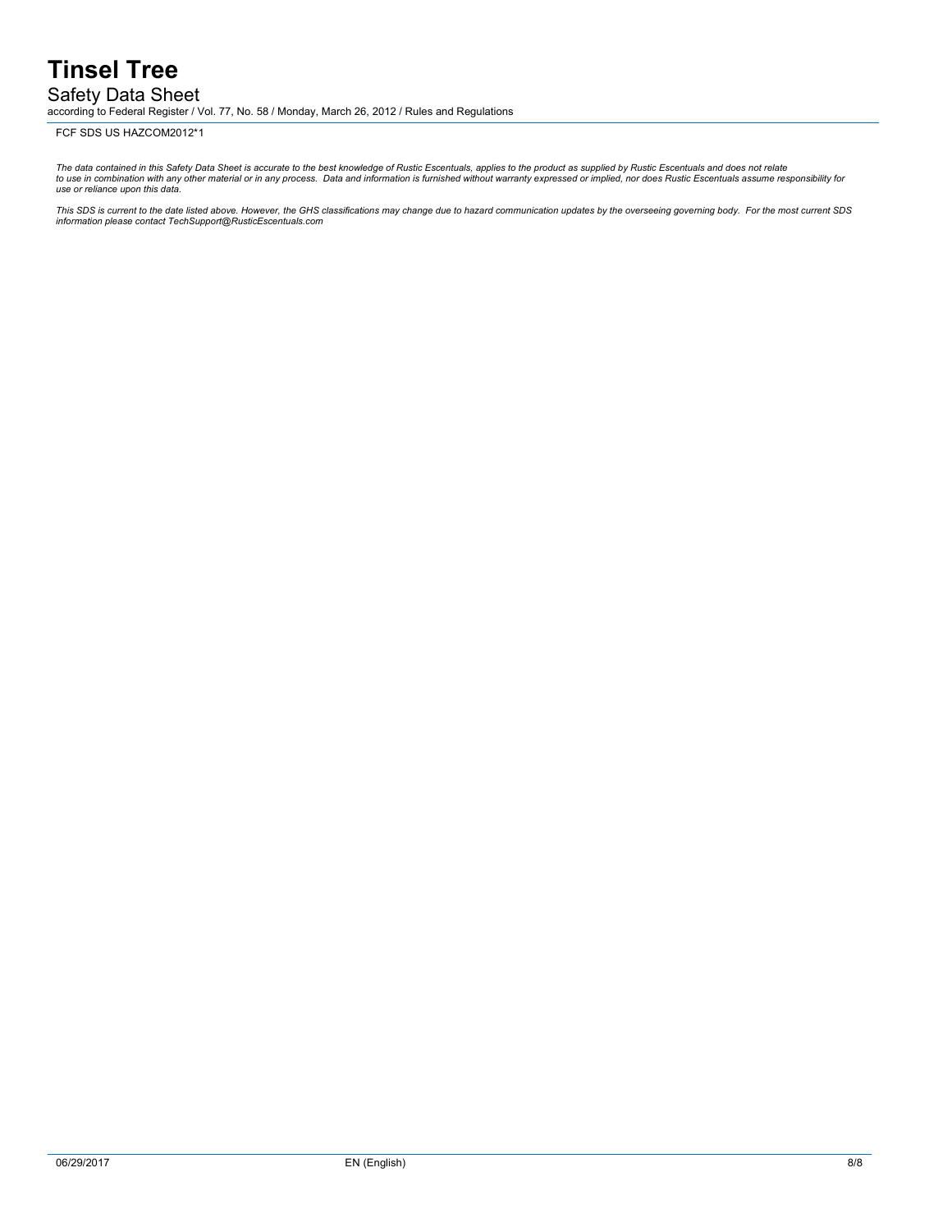FCF SDS US HAZCOM2012*1

*The data contained in this Safety Data Sheet is accurate to the best knowledge of Rustic Escentuals, applies to the product as supplied by Rustic Escentuals and does not relate to use in combination with any other material or in any process. Data and information is furnished without warranty expressed or implied, nor does Rustic Escentuals assume responsibility for use or reliance upon this data.*

*This SDS is current to the date listed above. However, the GHS classifications may change due to hazard communication updates by the overseeing governing body. For the most current SDS information please contact TechSupport@RusticEscentuals.com*